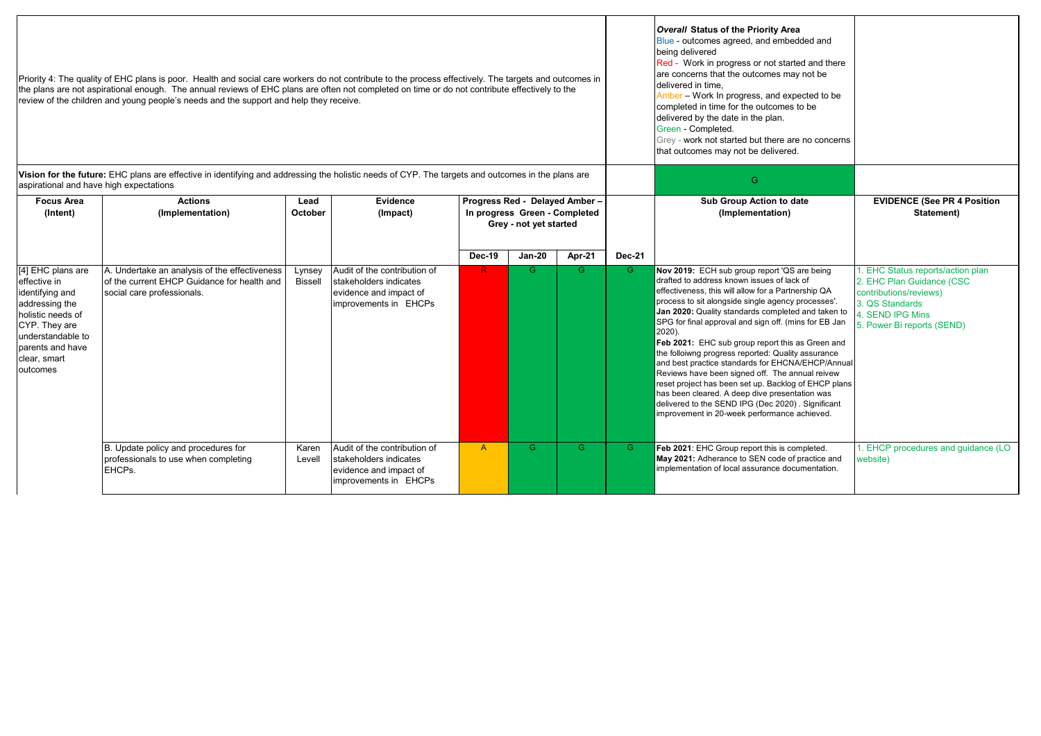Priority 4: The quality of EHC plans is poor. Health and social care workers do not contribute to the process effectively. The targets and outcomes in the plans are not aspirational enough. The annual reviews of EHC plans are often not completed on time or do not contribute effectively to the review of the children and young people's needs and the support and help they receive.

***Overall* Status of the Priority Area**

Blue - outcomes agreed, and embedded and being delivered

Red - Work in progress or not started and there are concerns that the outcomes may not be delivered in time,

Amber – Work In progress, and expected to be completed in time for the outcomes to be delivered by the date in the plan.

Green - Completed.

Grey - work not started but there are no concerns that outcomes may not be delivered.

**Vision for the future:** EHC plans are effective in identifying and addressing the holistic needs of CYP. The targets and outcomes in the plans are aspirational and have high expectations

Overall status: G

| Focus Area (Intent) | Actions (Implementation) | Lead October | Evidence (Impact) | Progress Red - Delayed Amber – In progress Green - Completed Grey - not yet started | | | | Sub Group Action to date (Implementation) | EVIDENCE (See PR 4 Position Statement) |
|---|---|---|---|---|---|---|---|---|---|
| | | | | Dec-19 | Jan-20 | Apr-21 | Dec-21 | | |
| [4] EHC plans are effective in identifying and addressing the holistic needs of CYP. They are understandable to parents and have clear, smart outcomes | A. Undertake an analysis of the effectiveness of the current EHCP Guidance for health and social care professionals. | Lynsey Bissell | Audit of the contribution of stakeholders indicates evidence and impact of improvements in EHCPs | R | G | G | G | **Nov 2019:** ECH sub group report 'QS are being drafted to address known issues of lack of effectiveness, this will allow for a Partnership QA process to sit alongside single agency processes'. **Jan 2020:** Quality standards completed and taken to SPG for final approval and sign off. (mins for EB Jan 2020). **Feb 2021:** EHC sub group report this as Green and the folloiwng progress reported: Quality assurance and best practice standards for EHCNA/EHCP/Annual Reviews have been signed off. The annual reivew reset project has been set up. Backlog of EHCP plans has been cleared. A deep dive presentation was delivered to the SEND IPG (Dec 2020) . Significant improvement in 20-week performance achieved. | 1. EHC Status reports/action plan 2. EHC Plan Guidance (CSC contributions/reviews) 3. QS Standards 4. SEND IPG Mins 5. Power Bi reports (SEND) |
| | B. Update policy and procedures for professionals to use when completing EHCPs. | Karen Levell | Audit of the contribution of stakeholders indicates evidence and impact of improvements in EHCPs | A | G | G | G | **Feb 2021**: EHC Group report this is completed. **May 2021:** Adherance to SEN code of practice and implementation of local assurance documentation. | 1. EHCP procedures and guidance (LO website) |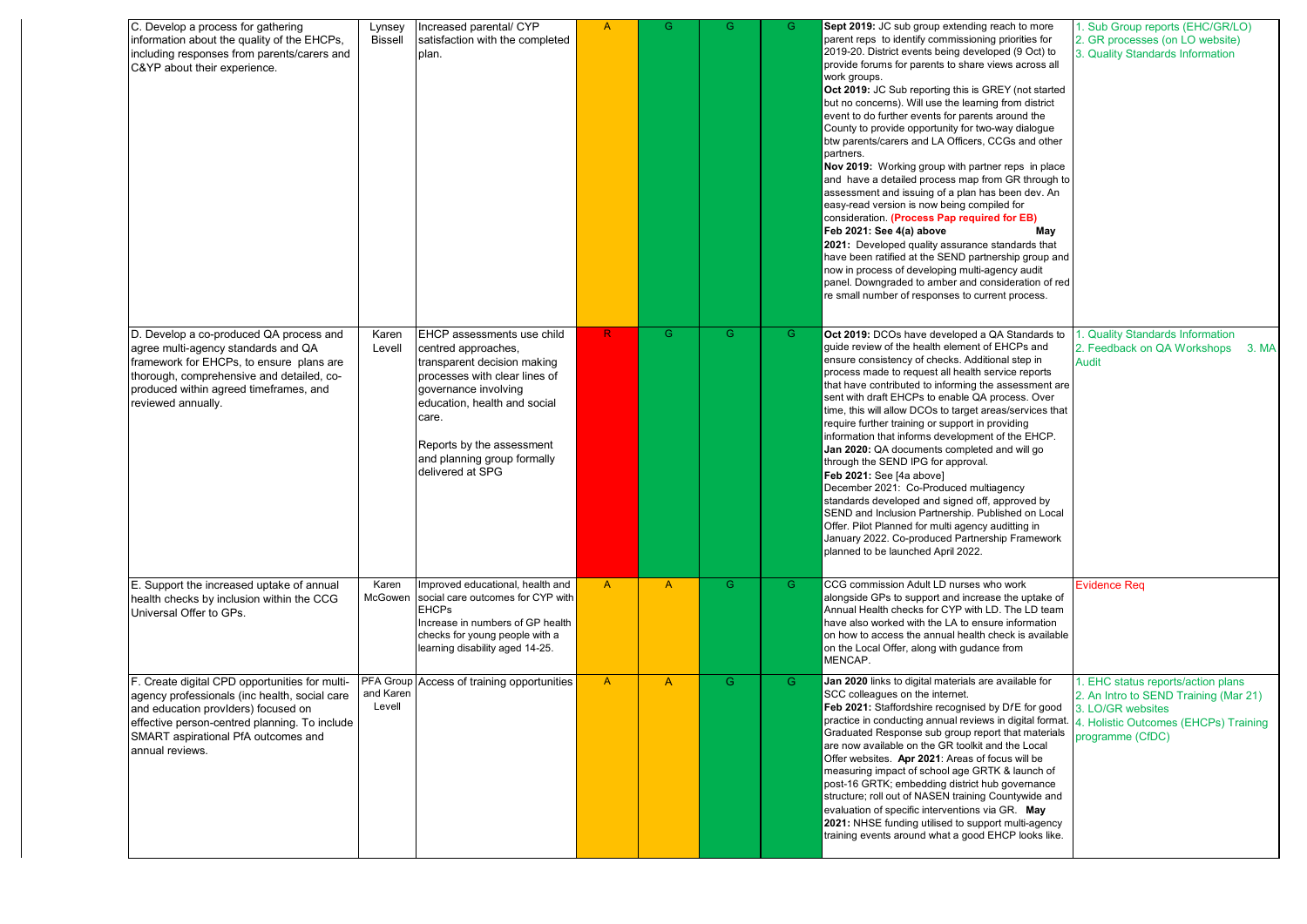| | | | | | | | | |
|---|---|---|---|---|---|---|---|---|
| C. Develop a process for gathering information about the quality of the EHCPs, including responses from parents/carers and C&YP about their experience. | Lynsey Bissell | Increased parental/ CYP satisfaction with the completed plan. | A | G | G | G | **Sept 2019:** JC sub group extending reach to more parent reps to identify commissioning priorities for 2019-20. District events being developed (9 Oct) to provide forums for parents to share views across all work groups.<br>**Oct 2019:** JC Sub reporting this is GREY (not started but no concerns). Will use the learning from district event to do further events for parents around the County to provide opportunity for two-way dialogue btw parents/carers and LA Officers, CCGs and other partners.<br>**Nov 2019:** Working group with partner reps in place and have a detailed process map from GR through to assessment and issuing of a plan has been dev. An easy-read version is now being compiled for consideration. **(Process Pap required for EB)**<br>**Feb 2021: See 4(a) above**<br>**May 2021:** Developed quality assurance standards that have been ratified at the SEND partnership group and now in process of developing multi-agency audit panel. Downgraded to amber and consideration of red re small number of responses to current process. | 1. Sub Group reports (EHC/GR/LO)<br>2. GR processes (on LO website)<br>3. Quality Standards Information |
| D. Develop a co-produced QA process and agree multi-agency standards and QA framework for EHCPs, to ensure plans are thorough, comprehensive and detailed, co-produced within agreed timeframes, and reviewed annually. | Karen Levell | EHCP assessments use child centred approaches, transparent decision making processes with clear lines of governance involving education, health and social care.<br><br>Reports by the assessment and planning group formally delivered at SPG | R | G | G | G | **Oct 2019:** DCOs have developed a QA Standards to guide review of the health element of EHCPs and ensure consistency of checks. Additional step in process made to request all health service reports that have contributed to informing the assessment are sent with draft EHCPs to enable QA process. Over time, this will allow DCOs to target areas/services that require further training or support in providing information that informs development of the EHCP.<br>**Jan 2020:** QA documents completed and will go through the SEND IPG for approval.<br>**Feb 2021:** See [4a above]<br>December 2021: Co-Produced multiagency standards developed and signed off, approved by SEND and Inclusion Partnership. Published on Local Offer. Pilot Planned for multi agency auditting in January 2022. Co-produced Partnership Framework planned to be launched April 2022. | 1. Quality Standards Information<br>2. Feedback on QA Workshops 3. MA Audit |
| E. Support the increased uptake of annual health checks by inclusion within the CCG Universal Offer to GPs. | Karen McGowen | Improved educational, health and social care outcomes for CYP with EHCPs<br>Increase in numbers of GP health checks for young people with a learning disability aged 14-25. | A | A | G | G | CCG commission Adult LD nurses who work alongside GPs to support and increase the uptake of Annual Health checks for CYP with LD. The LD team have also worked with the LA to ensure information on how to access the annual health check is available on the Local Offer, along with guidance from MENCAP. | Evidence Req |
| F. Create digital CPD opportunities for multi-agency professionals (inc health, social care and education providers) focused on effective person-centred planning. To include SMART aspirational PfA outcomes and annual reviews. | PFA Group and Karen Levell | Access of training opportunities | A | A | G | G | **Jan 2020** links to digital materials are available for SCC colleagues on the internet.<br>**Feb 2021:** Staffordshire recognised by DfE for good practice in conducting annual reviews in digital format. Graduated Response sub group report that materials are now available on the GR toolkit and the Local Offer websites. **Apr 2021**: Areas of focus will be measuring impact of school age GRTK & launch of post-16 GRTK; embedding district hub governance structure; roll out of NASEN training Countywide and evaluation of specific interventions via GR. **May 2021:** NHSE funding utilised to support multi-agency training events around what a good EHCP looks like. | 1. EHC status reports/action plans<br>2. An Intro to SEND Training (Mar 21)<br>3. LO/GR websites<br>4. Holistic Outcomes (EHCPs) Training programme (CfDC) |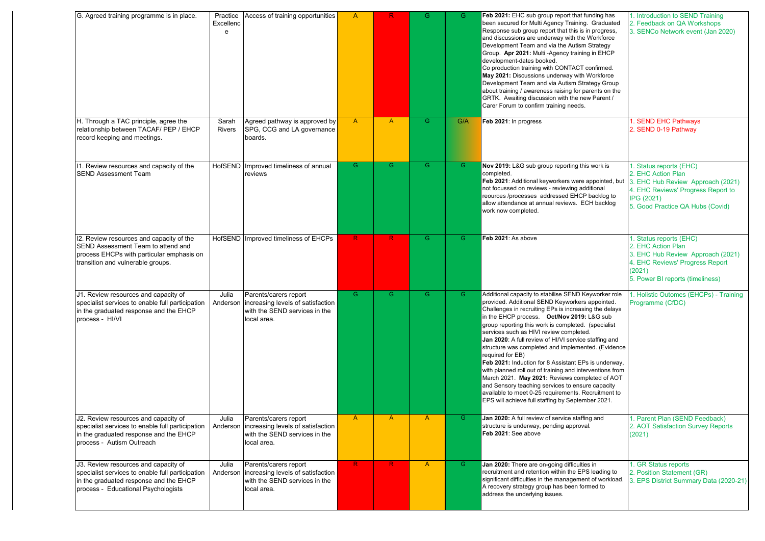| | | | | | | | | |
|---|---|---|---|---|---|---|---|---|
| G. Agreed training programme is in place. | Practice Excellence | Access of training opportunities | A | R | G | G | **Feb 2021:** EHC sub group report that funding has been secured for Multi Agency Training. Graduated Response sub group report that this is in progress, and discussions are underway with the Workforce Development Team and via the Autism Strategy Group. **Apr 2021:** Multi -Agency training in EHCP development-dates booked.<br>Co production training with CONTACT confirmed.<br>**May 2021:** Discussions underway with Workforce Development Team and via Autism Strategy Group about training / awareness raising for parents on the GRTK. Awaiting discussion with the new Parent / Carer Forum to confirm training needs. | 1. Introduction to SEND Training<br>2. Feedback on QA Workshops<br>3. SENCo Network event (Jan 2020) |
| H. Through a TAC principle, agree the relationship between TACAF/ PEP / EHCP record keeping and meetings. | Sarah Rivers | Agreed pathway is approved by SPG, CCG and LA governance boards. | A | A | G | G/A | **Feb 2021**: In progress | 1. SEND EHC Pathways<br>2. SEND 0-19 Pathway |
| I1. Review resources and capacity of the SEND Assessment Team | HofSEND | Improved timeliness of annual reviews | G | G | G | G | **Nov 2019:** L&G sub group reporting this work is completed.<br>**Feb 2021**: Additional keyworkers were appointed, but not focussed on reviews - reviewing additional reources /processes addressed EHCP backlog to allow attendance at annual reviews. ECH backlog work now completed. | 1. Status reports (EHC)<br>2. EHC Action Plan<br>3. EHC Hub Review Approach (2021)<br>4. EHC Reviews' Progress Report to IPG (2021)<br>5. Good Practice QA Hubs (Covid) |
| I2. Review resources and capacity of the SEND Assessment Team to attend and process EHCPs with particular emphasis on transition and vulnerable groups. | HofSEND | Improved timeliness of EHCPs | R | R | G | G | **Feb 2021**: As above | 1. Status reports (EHC)<br>2. EHC Action Plan<br>3. EHC Hub Review Approach (2021)<br>4. EHC Reviews' Progress Report (2021)<br>5. Power BI reports (timeliness) |
| J1. Review resources and capacity of specialist services to enable full participation in the graduated response and the EHCP process - HI/VI | Julia Anderson | Parents/carers report increasing levels of satisfaction with the SEND services in the local area. | G | G | G | G | Additional capacity to stabilise SEND Keyworker role provided. Additional SEND Keyworkers appointed. Challenges in recruiting EPs is increasing the delays in the EHCP process. **Oct/Nov 2019:** L&G sub group reporting this work is completed. (specialist services such as HIVI review completed.<br>**Jan 2020**: A full review of HI/VI service staffing and structure was completed and implemented. (Evidence required for EB)<br>**Feb 2021:** Induction for 8 Assistant EPs is underway, with planned roll out of training and interventions from March 2021. **May 2021:** Reviews completed of AOT and Sensory teaching services to ensure capacity available to meet 0-25 requirements. Recruitment to EPS will achieve full staffing by September 2021. | 1. Holistic Outomes (EHCPs) - Training Programme (CfDC) |
| J2. Review resources and capacity of specialist services to enable full participation in the graduated response and the EHCP process - Autism Outreach | Julia Anderson | Parents/carers report increasing levels of satisfaction with the SEND services in the local area. | A | A | A | G | **Jan 2020:** A full review of service staffing and structure is underway, pending approval.<br>**Feb 2021**: See above | 1. Parent Plan (SEND Feedback)<br>2. AOT Satisfaction Survey Reports (2021) |
| J3. Review resources and capacity of specialist services to enable full participation in the graduated response and the EHCP process - Educational Psychologists | Julia Anderson | Parents/carers report increasing levels of satisfaction with the SEND services in the local area. | R | R | A | G | **Jan 2020:** There are on-going difficulties in recruitment and retention within the EPS leading to significant difficulties in the management of workload. A recovery strategy group has been formed to address the underlying issues. | 1. GR Status reports<br>2. Position Statement (GR)<br>3. EPS District Summary Data (2020-21) |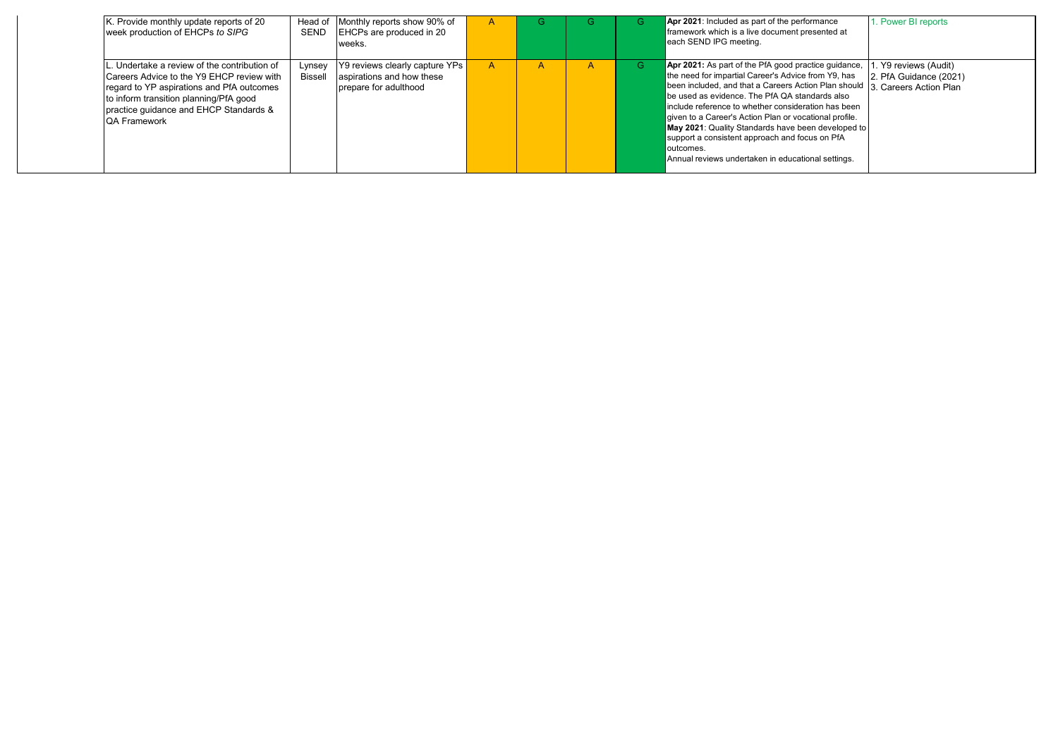| | | | | | | | | |
|---|---|---|---|---|---|---|---|---|
| K. Provide monthly update reports of 20 week production of EHCPs *to SIPG* | Head of SEND | Monthly reports show 90% of EHCPs are produced in 20 weeks. | A | G | G | G | **Apr 2021**: Included as part of the performance framework which is a live document presented at each SEND IPG meeting. | 1. Power BI reports |
| L. Undertake a review of the contribution of Careers Advice to the Y9 EHCP review with regard to YP aspirations and PfA outcomes to inform transition planning/PfA good practice guidance and EHCP Standards & QA Framework | Lynsey Bissell | Y9 reviews clearly capture YPs aspirations and how these prepare for adulthood | A | A | A | G | **Apr 2021:** As part of the PfA good practice guidance, the need for impartial Career's Advice from Y9, has been included, and that a Careers Action Plan should be used as evidence. The PfA QA standards also include reference to whether consideration has been given to a Career's Action Plan or vocational profile.<br>**May 2021**: Quality Standards have been developed to support a consistent approach and focus on PfA outcomes.<br>Annual reviews undertaken in educational settings. | 1. Y9 reviews (Audit)<br>2. PfA Guidance (2021)<br>3. Careers Action Plan |